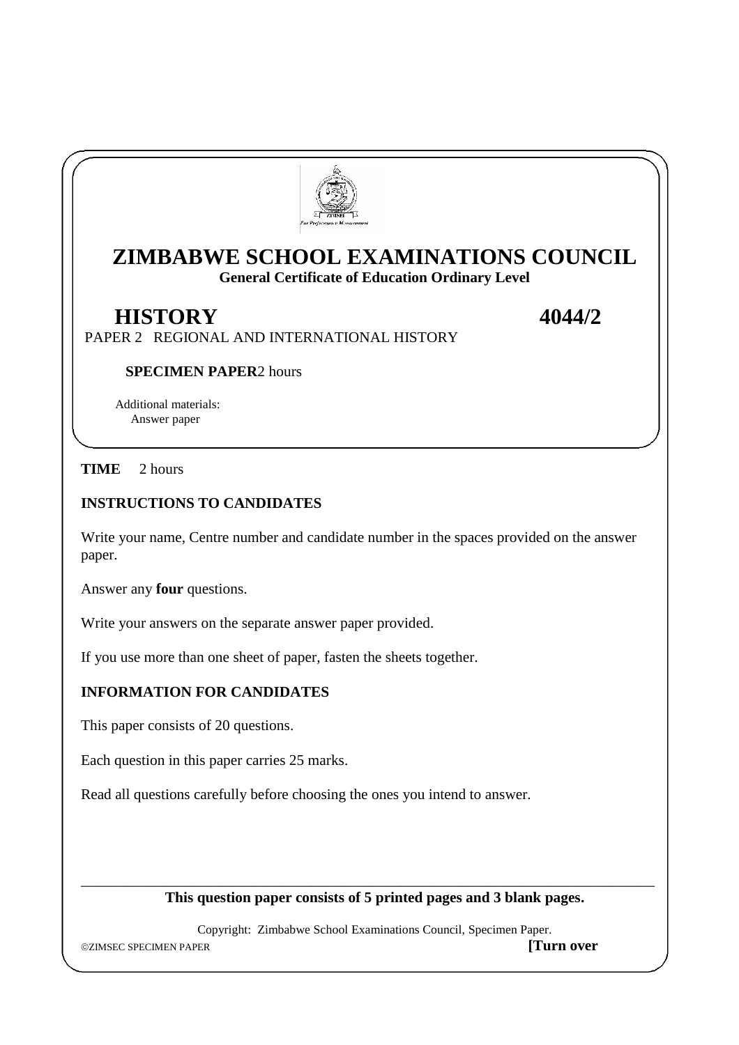# ZIMBABWE SCHOOL EXAMINATIONS COUNCIL

**General Certificate of Education Ordinary Level**

## HISTORY 4044/2

PAPER 2 REGIONAL AND INTERNATIONAL HISTORY

**SPECIMEN PAPER** 2 hours

Additional materials:
Answer paper

**TIME** 2 hours

**INSTRUCTIONS TO CANDIDATES**

Write your name, Centre number and candidate number in the spaces provided on the answer paper.

Answer any **four** questions.

Write your answers on the separate answer paper provided.

If you use more than one sheet of paper, fasten the sheets together.

**INFORMATION FOR CANDIDATES**

This paper consists of 20 questions.

Each question in this paper carries 25 marks.

Read all questions carefully before choosing the ones you intend to answer.

**This question paper consists of 5 printed pages and 3 blank pages.**

Copyright: Zimbabwe School Examinations Council, Specimen Paper.

©ZIMSEC SPECIMEN PAPER **[Turn over**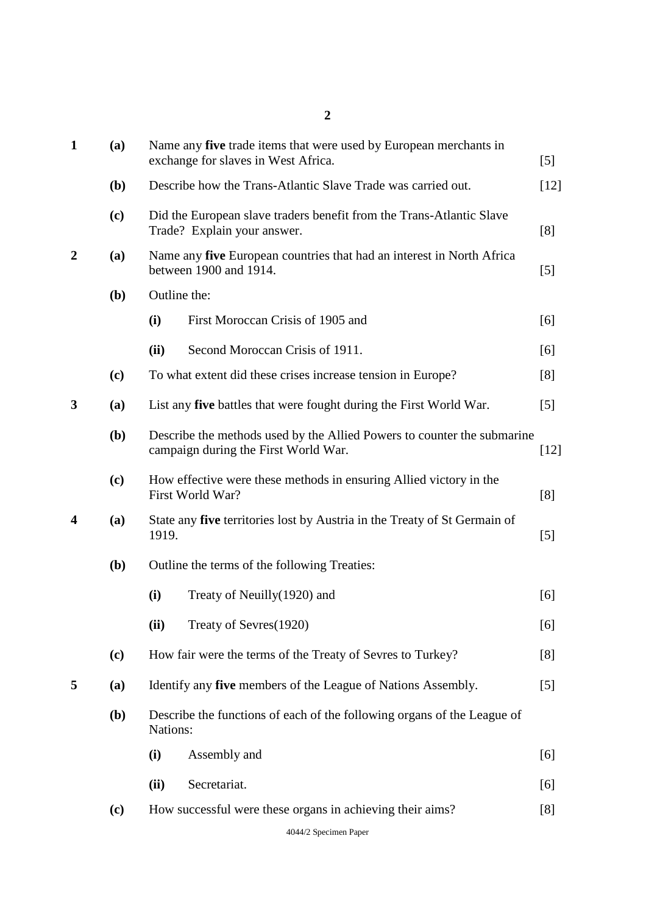**1** **(a)** Name any **five** trade items that were used by European merchants in exchange for slaves in West Africa. [5]

**(b)** Describe how the Trans-Atlantic Slave Trade was carried out. [12]

**(c)** Did the European slave traders benefit from the Trans-Atlantic Slave Trade? Explain your answer. [8]

**2** **(a)** Name any **five** European countries that had an interest in North Africa between 1900 and 1914. [5]

**(b)** Outline the:

**(i)** First Moroccan Crisis of 1905 and [6]

**(ii)** Second Moroccan Crisis of 1911. [6]

**(c)** To what extent did these crises increase tension in Europe? [8]

**3** **(a)** List any **five** battles that were fought during the First World War. [5]

**(b)** Describe the methods used by the Allied Powers to counter the submarine campaign during the First World War. [12]

**(c)** How effective were these methods in ensuring Allied victory in the First World War? [8]

**4** **(a)** State any **five** territories lost by Austria in the Treaty of St Germain of 1919. [5]

**(b)** Outline the terms of the following Treaties:

**(i)** Treaty of Neuilly(1920) and [6]

**(ii)** Treaty of Sevres(1920) [6]

**(c)** How fair were the terms of the Treaty of Sevres to Turkey? [8]

**5** **(a)** Identify any **five** members of the League of Nations Assembly. [5]

**(b)** Describe the functions of each of the following organs of the League of Nations:

**(i)** Assembly and [6]

**(ii)** Secretariat. [6]

**(c)** How successful were these organs in achieving their aims? [8]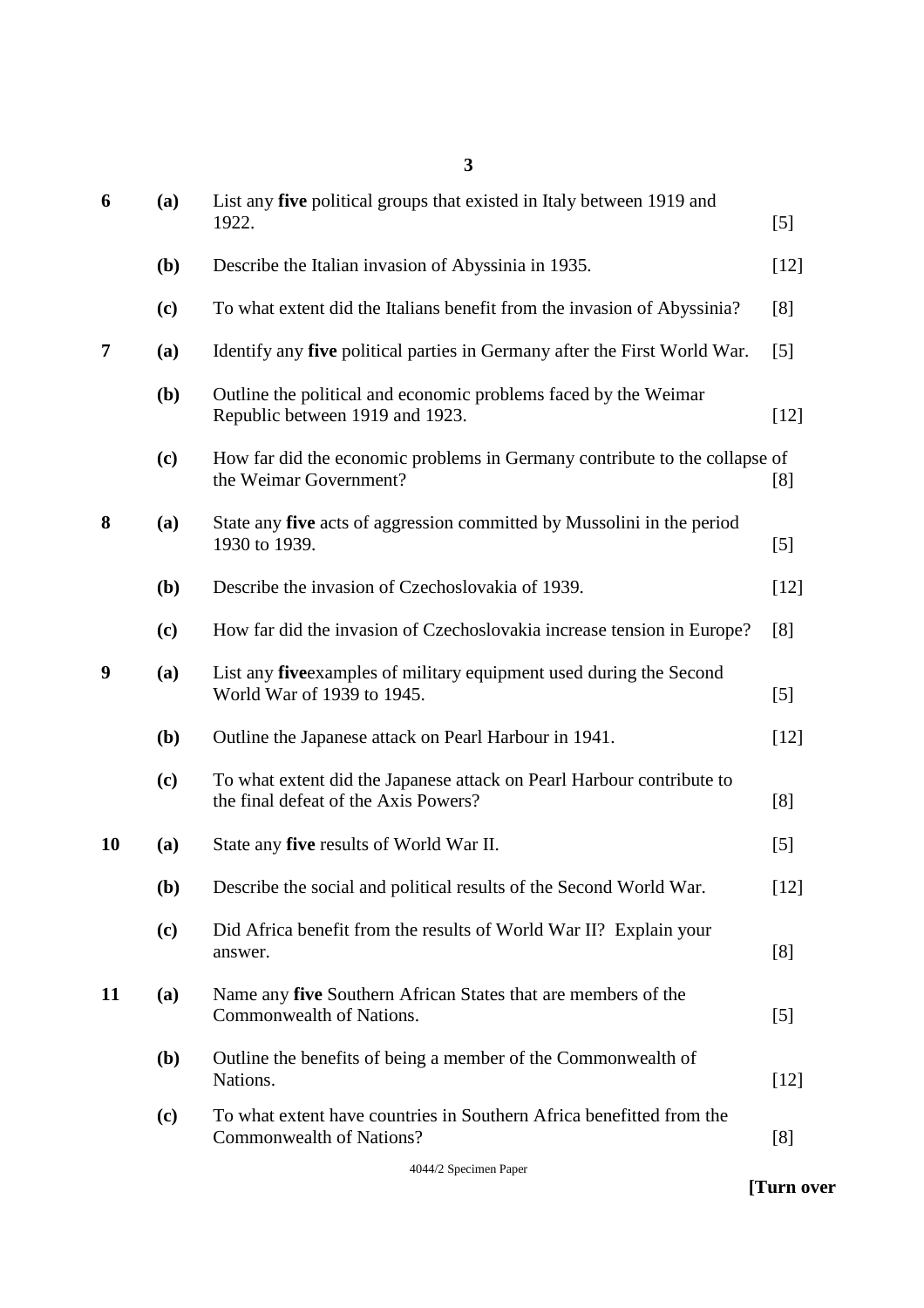**6** **(a)** List any **five** political groups that existed in Italy between 1919 and 1922. [5]

**(b)** Describe the Italian invasion of Abyssinia in 1935. [12]

**(c)** To what extent did the Italians benefit from the invasion of Abyssinia? [8]

**7** **(a)** Identify any **five** political parties in Germany after the First World War. [5]

**(b)** Outline the political and economic problems faced by the Weimar Republic between 1919 and 1923. [12]

**(c)** How far did the economic problems in Germany contribute to the collapse of the Weimar Government? [8]

**8** **(a)** State any **five** acts of aggression committed by Mussolini in the period 1930 to 1939. [5]

**(b)** Describe the invasion of Czechoslovakia of 1939. [12]

**(c)** How far did the invasion of Czechoslovakia increase tension in Europe? [8]

**9** **(a)** List any **five**examples of military equipment used during the Second World War of 1939 to 1945. [5]

**(b)** Outline the Japanese attack on Pearl Harbour in 1941. [12]

**(c)** To what extent did the Japanese attack on Pearl Harbour contribute to the final defeat of the Axis Powers? [8]

**10** **(a)** State any **five** results of World War II. [5]

**(b)** Describe the social and political results of the Second World War. [12]

**(c)** Did Africa benefit from the results of World War II? Explain your answer. [8]

**11** **(a)** Name any **five** Southern African States that are members of the Commonwealth of Nations. [5]

**(b)** Outline the benefits of being a member of the Commonwealth of Nations. [12]

**(c)** To what extent have countries in Southern Africa benefitted from the Commonwealth of Nations? [8]

**[Turn over**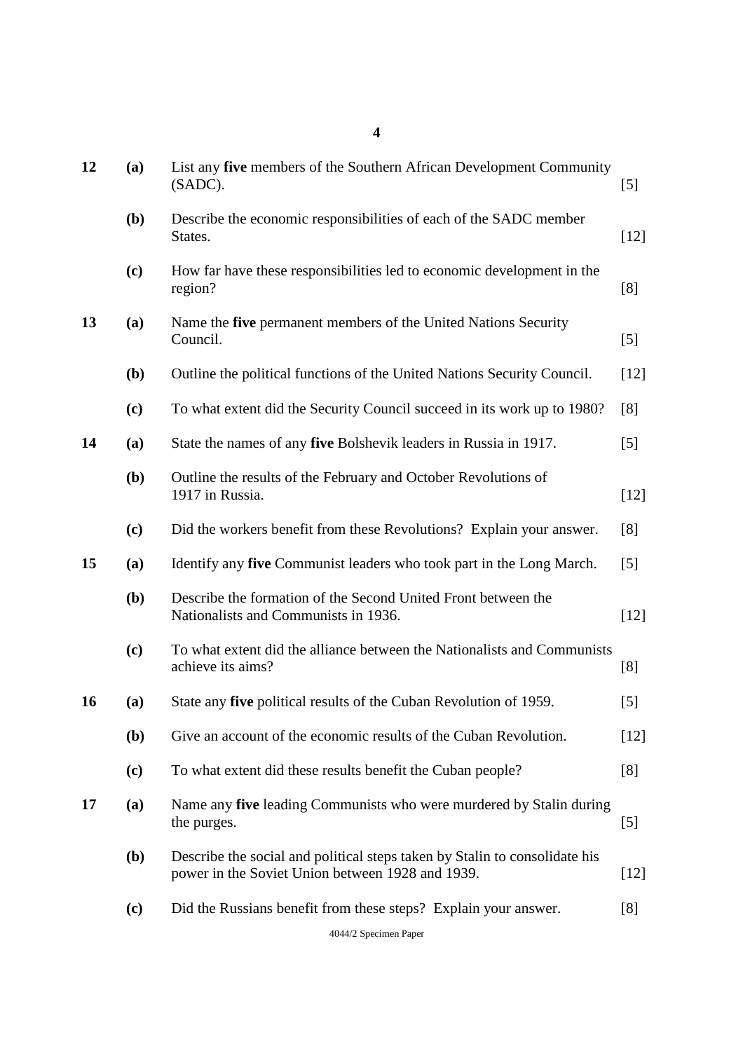| | | | |
|---|---|---|---|
| **12** | **(a)** | List any **five** members of the Southern African Development Community (SADC). | [5] |
| | **(b)** | Describe the economic responsibilities of each of the SADC member States. | [12] |
| | **(c)** | How far have these responsibilities led to economic development in the region? | [8] |
| **13** | **(a)** | Name the **five** permanent members of the United Nations Security Council. | [5] |
| | **(b)** | Outline the political functions of the United Nations Security Council. | [12] |
| | **(c)** | To what extent did the Security Council succeed in its work up to 1980? | [8] |
| **14** | **(a)** | State the names of any **five** Bolshevik leaders in Russia in 1917. | [5] |
| | **(b)** | Outline the results of the February and October Revolutions of 1917 in Russia. | [12] |
| | **(c)** | Did the workers benefit from these Revolutions? Explain your answer. | [8] |
| **15** | **(a)** | Identify any **five** Communist leaders who took part in the Long March. | [5] |
| | **(b)** | Describe the formation of the Second United Front between the Nationalists and Communists in 1936. | [12] |
| | **(c)** | To what extent did the alliance between the Nationalists and Communists achieve its aims? | [8] |
| **16** | **(a)** | State any **five** political results of the Cuban Revolution of 1959. | [5] |
| | **(b)** | Give an account of the economic results of the Cuban Revolution. | [12] |
| | **(c)** | To what extent did these results benefit the Cuban people? | [8] |
| **17** | **(a)** | Name any **five** leading Communists who were murdered by Stalin during the purges. | [5] |
| | **(b)** | Describe the social and political steps taken by Stalin to consolidate his power in the Soviet Union between 1928 and 1939. | [12] |
| | **(c)** | Did the Russians benefit from these steps? Explain your answer. | [8] |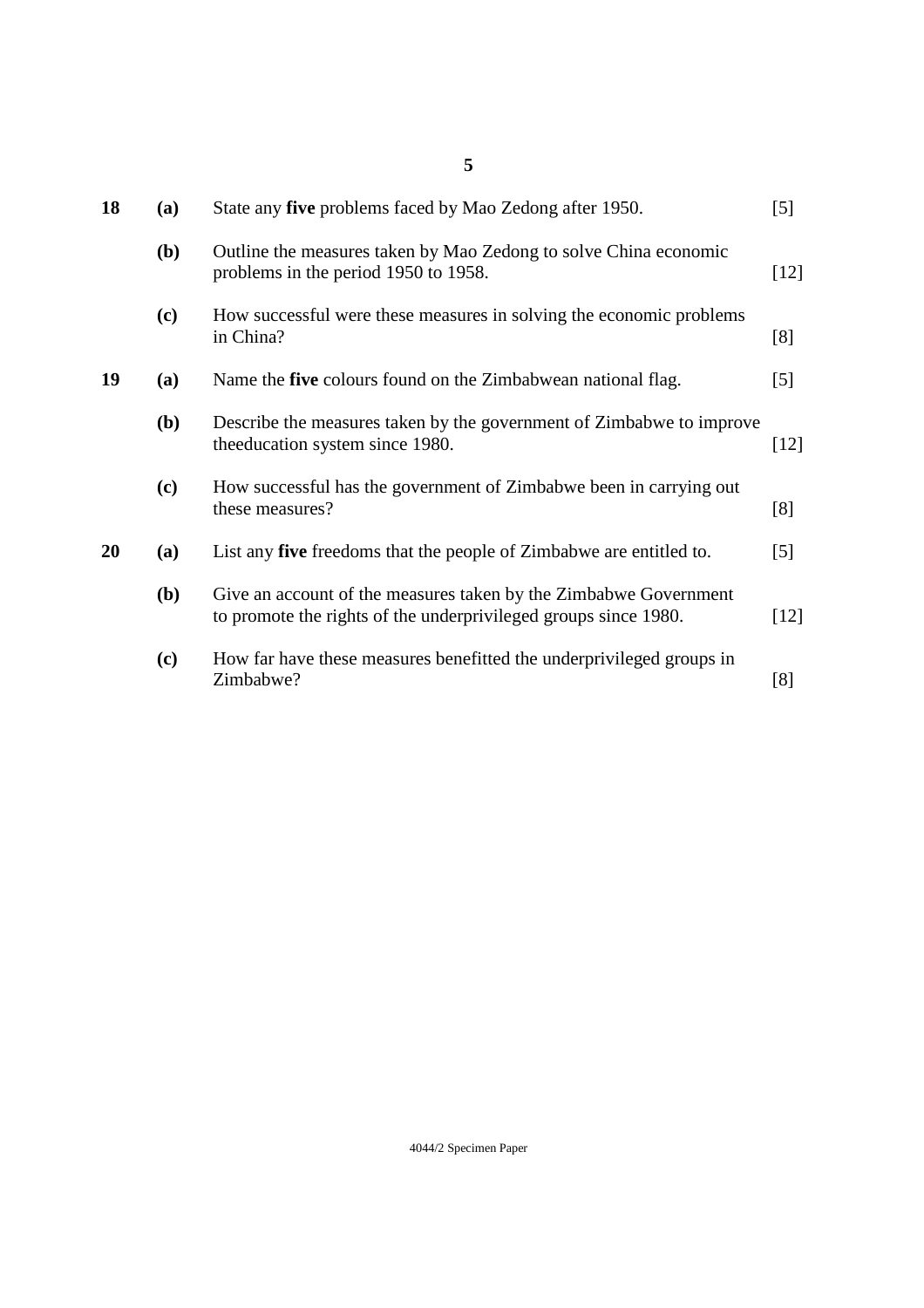**18** **(a)** State any **five** problems faced by Mao Zedong after 1950. [5]

**(b)** Outline the measures taken by Mao Zedong to solve China economic problems in the period 1950 to 1958. [12]

**(c)** How successful were these measures in solving the economic problems in China? [8]

**19** **(a)** Name the **five** colours found on the Zimbabwean national flag. [5]

**(b)** Describe the measures taken by the government of Zimbabwe to improve theeducation system since 1980. [12]

**(c)** How successful has the government of Zimbabwe been in carrying out these measures? [8]

**20** **(a)** List any **five** freedoms that the people of Zimbabwe are entitled to. [5]

**(b)** Give an account of the measures taken by the Zimbabwe Government to promote the rights of the underprivileged groups since 1980. [12]

**(c)** How far have these measures benefitted the underprivileged groups in Zimbabwe? [8]